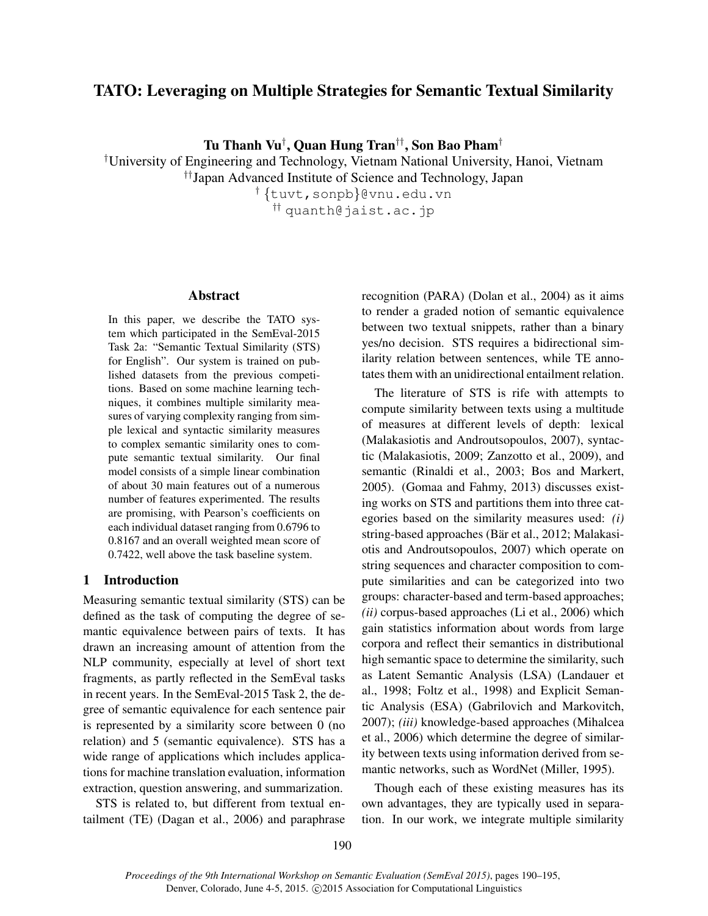# TATO: Leveraging on Multiple Strategies for Semantic Textual Similarity

**Tu Thanh Vu**[†], **Quan Hung Tran**[††], **Son Bao Pham**[†]

[†]University of Engineering and Technology, Vietnam National University, Hanoi, Vietnam
[††]Japan Advanced Institute of Science and Technology, Japan
[†] {tuvt,sonpb}@vnu.edu.vn
[††] quanth@jaist.ac.jp

## Abstract

In this paper, we describe the TATO system which participated in the SemEval-2015 Task 2a: "Semantic Textual Similarity (STS) for English". Our system is trained on published datasets from the previous competitions. Based on some machine learning techniques, it combines multiple similarity measures of varying complexity ranging from simple lexical and syntactic similarity measures to complex semantic similarity ones to compute semantic textual similarity. Our final model consists of a simple linear combination of about 30 main features out of a numerous number of features experimented. The results are promising, with Pearson's coefficients on each individual dataset ranging from 0.6796 to 0.8167 and an overall weighted mean score of 0.7422, well above the task baseline system.

## 1 Introduction

Measuring semantic textual similarity (STS) can be defined as the task of computing the degree of semantic equivalence between pairs of texts. It has drawn an increasing amount of attention from the NLP community, especially at level of short text fragments, as partly reflected in the SemEval tasks in recent years. In the SemEval-2015 Task 2, the degree of semantic equivalence for each sentence pair is represented by a similarity score between 0 (no relation) and 5 (semantic equivalence). STS has a wide range of applications which includes applications for machine translation evaluation, information extraction, question answering, and summarization.

STS is related to, but different from textual entailment (TE) (Dagan et al., 2006) and paraphrase recognition (PARA) (Dolan et al., 2004) as it aims to render a graded notion of semantic equivalence between two textual snippets, rather than a binary yes/no decision. STS requires a bidirectional similarity relation between sentences, while TE annotates them with an unidirectional entailment relation.

The literature of STS is rife with attempts to compute similarity between texts using a multitude of measures at different levels of depth: lexical (Malakasiotis and Androutsopoulos, 2007), syntactic (Malakasiotis, 2009; Zanzotto et al., 2009), and semantic (Rinaldi et al., 2003; Bos and Markert, 2005). (Gomaa and Fahmy, 2013) discusses existing works on STS and partitions them into three categories based on the similarity measures used: *(i)* string-based approaches (Bär et al., 2012; Malakasiotis and Androutsopoulos, 2007) which operate on string sequences and character composition to compute similarities and can be categorized into two groups: character-based and term-based approaches; *(ii)* corpus-based approaches (Li et al., 2006) which gain statistics information about words from large corpora and reflect their semantics in distributional high semantic space to determine the similarity, such as Latent Semantic Analysis (LSA) (Landauer et al., 1998; Foltz et al., 1998) and Explicit Semantic Analysis (ESA) (Gabrilovich and Markovitch, 2007); *(iii)* knowledge-based approaches (Mihalcea et al., 2006) which determine the degree of similarity between texts using information derived from semantic networks, such as WordNet (Miller, 1995).

Though each of these existing measures has its own advantages, they are typically used in separation. In our work, we integrate multiple similarity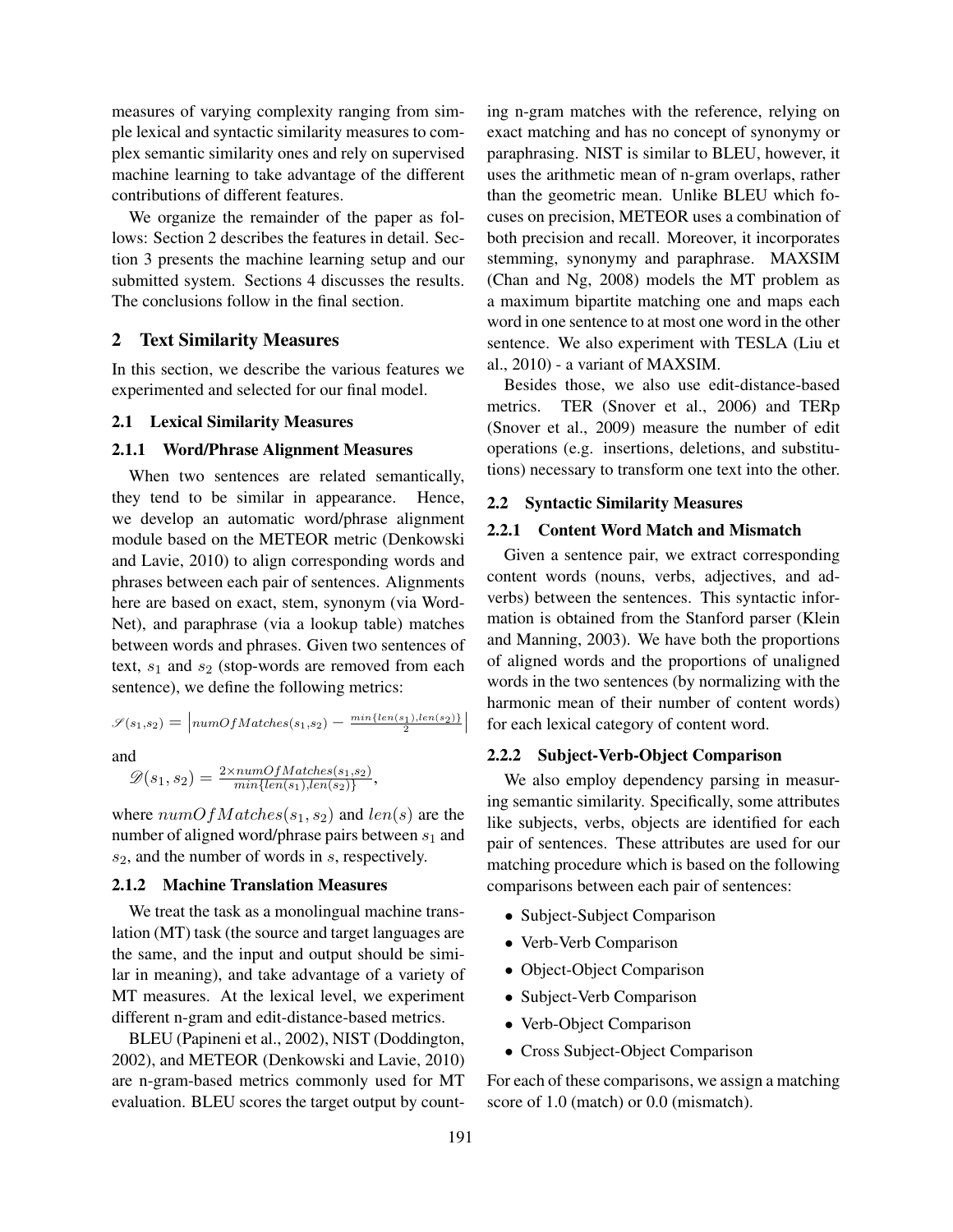measures of varying complexity ranging from simple lexical and syntactic similarity measures to complex semantic similarity ones and rely on supervised machine learning to take advantage of the different contributions of different features.

We organize the remainder of the paper as follows: Section 2 describes the features in detail. Section 3 presents the machine learning setup and our submitted system. Sections 4 discusses the results. The conclusions follow in the final section.

## 2 Text Similarity Measures

In this section, we describe the various features we experimented and selected for our final model.

### 2.1 Lexical Similarity Measures

#### 2.1.1 Word/Phrase Alignment Measures

When two sentences are related semantically, they tend to be similar in appearance. Hence, we develop an automatic word/phrase alignment module based on the METEOR metric (Denkowski and Lavie, 2010) to align corresponding words and phrases between each pair of sentences. Alignments here are based on exact, stem, synonym (via WordNet), and paraphrase (via a lookup table) matches between words and phrases. Given two sentences of text, $s_1$ and $s_2$ (stop-words are removed from each sentence), we define the following metrics:

$$\mathscr{S}(s_1,s_2) = \left| numOfMatches(s_1,s_2) - \frac{min\{len(s_1),len(s_2)\}}{2} \right|$$

and

$$\mathscr{D}(s_1, s_2) = \frac{2 \times numOfMatches(s_1,s_2)}{min\{len(s_1),len(s_2)\}},$$

where $numOfMatches(s_1, s_2)$ and $len(s)$ are the number of aligned word/phrase pairs between $s_1$ and $s_2$, and the number of words in $s$, respectively.

#### 2.1.2 Machine Translation Measures

We treat the task as a monolingual machine translation (MT) task (the source and target languages are the same, and the input and output should be similar in meaning), and take advantage of a variety of MT measures. At the lexical level, we experiment different n-gram and edit-distance-based metrics.

BLEU (Papineni et al., 2002), NIST (Doddington, 2002), and METEOR (Denkowski and Lavie, 2010) are n-gram-based metrics commonly used for MT evaluation. BLEU scores the target output by counting n-gram matches with the reference, relying on exact matching and has no concept of synonymy or paraphrasing. NIST is similar to BLEU, however, it uses the arithmetic mean of n-gram overlaps, rather than the geometric mean. Unlike BLEU which focuses on precision, METEOR uses a combination of both precision and recall. Moreover, it incorporates stemming, synonymy and paraphrase. MAXSIM (Chan and Ng, 2008) models the MT problem as a maximum bipartite matching one and maps each word in one sentence to at most one word in the other sentence. We also experiment with TESLA (Liu et al., 2010) - a variant of MAXSIM.

Besides those, we also use edit-distance-based metrics. TER (Snover et al., 2006) and TERp (Snover et al., 2009) measure the number of edit operations (e.g. insertions, deletions, and substitutions) necessary to transform one text into the other.

### 2.2 Syntactic Similarity Measures

#### 2.2.1 Content Word Match and Mismatch

Given a sentence pair, we extract corresponding content words (nouns, verbs, adjectives, and adverbs) between the sentences. This syntactic information is obtained from the Stanford parser (Klein and Manning, 2003). We have both the proportions of aligned words and the proportions of unaligned words in the two sentences (by normalizing with the harmonic mean of their number of content words) for each lexical category of content word.

#### 2.2.2 Subject-Verb-Object Comparison

We also employ dependency parsing in measuring semantic similarity. Specifically, some attributes like subjects, verbs, objects are identified for each pair of sentences. These attributes are used for our matching procedure which is based on the following comparisons between each pair of sentences:

- Subject-Subject Comparison
- Verb-Verb Comparison
- Object-Object Comparison
- Subject-Verb Comparison
- Verb-Object Comparison
- Cross Subject-Object Comparison

For each of these comparisons, we assign a matching score of 1.0 (match) or 0.0 (mismatch).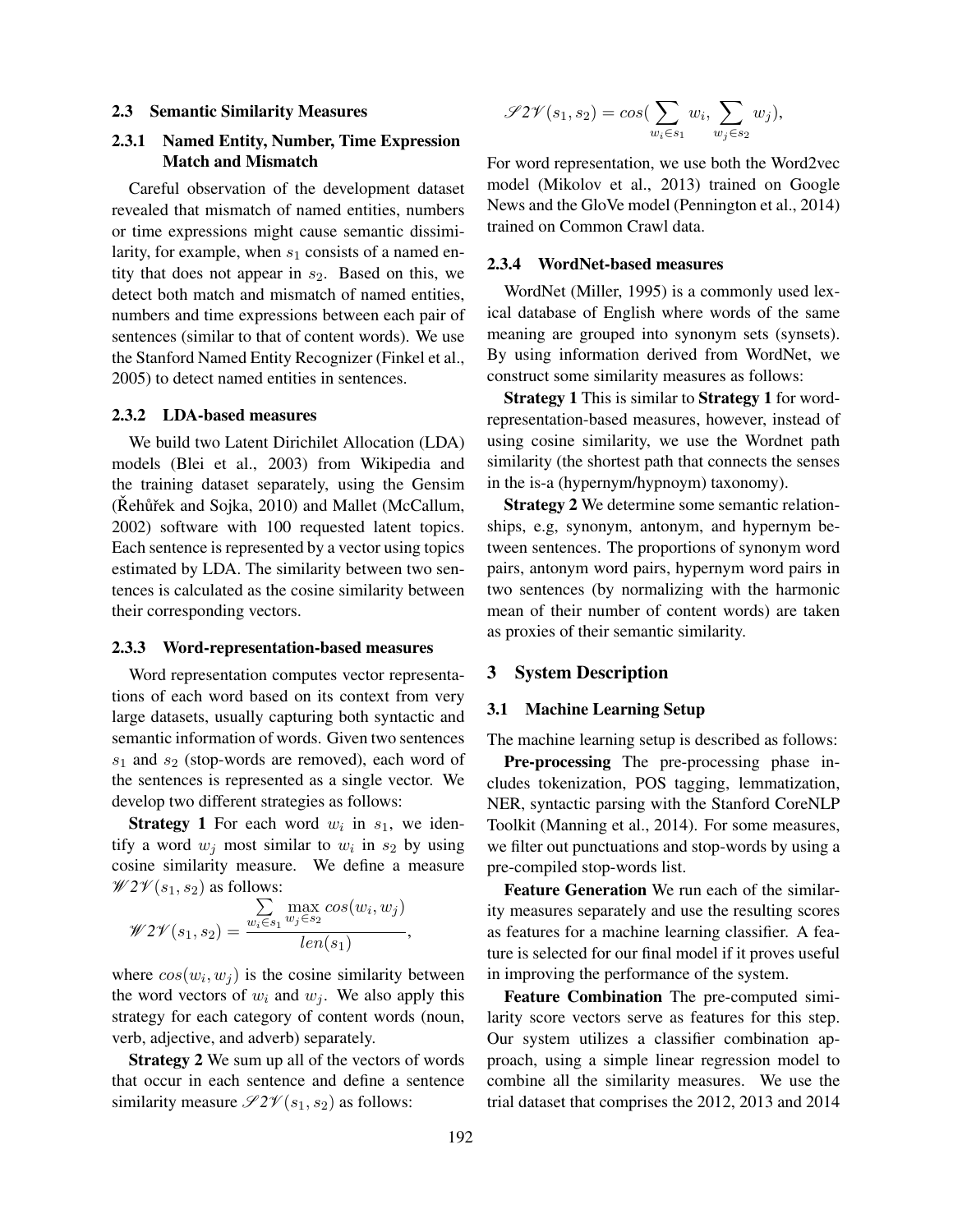### 2.3 Semantic Similarity Measures

#### 2.3.1 Named Entity, Number, Time Expression Match and Mismatch

Careful observation of the development dataset revealed that mismatch of named entities, numbers or time expressions might cause semantic dissimilarity, for example, when $s_1$ consists of a named entity that does not appear in $s_2$. Based on this, we detect both match and mismatch of named entities, numbers and time expressions between each pair of sentences (similar to that of content words). We use the Stanford Named Entity Recognizer (Finkel et al., 2005) to detect named entities in sentences.

#### 2.3.2 LDA-based measures

We build two Latent Dirichilet Allocation (LDA) models (Blei et al., 2003) from Wikipedia and the training dataset separately, using the Gensim (Řehůřek and Sojka, 2010) and Mallet (McCallum, 2002) software with 100 requested latent topics. Each sentence is represented by a vector using topics estimated by LDA. The similarity between two sentences is calculated as the cosine similarity between their corresponding vectors.

#### 2.3.3 Word-representation-based measures

Word representation computes vector representations of each word based on its context from very large datasets, usually capturing both syntactic and semantic information of words. Given two sentences $s_1$ and $s_2$ (stop-words are removed), each word of the sentences is represented as a single vector. We develop two different strategies as follows:

**Strategy 1** For each word $w_i$ in $s_1$, we identify a word $w_j$ most similar to $w_i$ in $s_2$ by using cosine similarity measure. We define a measure $\mathscr{W2V}(s_1, s_2)$ as follows:

$$\mathscr{W2V}(s_1, s_2) = \frac{\sum_{w_i \in s_1} \max_{w_j \in s_2} cos(w_i, w_j)}{len(s_1)},$$

where $cos(w_i, w_j)$ is the cosine similarity between the word vectors of $w_i$ and $w_j$. We also apply this strategy for each category of content words (noun, verb, adjective, and adverb) separately.

**Strategy 2** We sum up all of the vectors of words that occur in each sentence and define a sentence similarity measure $\mathscr{S2V}(s_1, s_2)$ as follows:

$$\mathscr{S2V}(s_1, s_2) = cos(\sum_{w_i \in s_1} w_i, \sum_{w_j \in s_2} w_j),$$

For word representation, we use both the Word2vec model (Mikolov et al., 2013) trained on Google News and the GloVe model (Pennington et al., 2014) trained on Common Crawl data.

#### 2.3.4 WordNet-based measures

WordNet (Miller, 1995) is a commonly used lexical database of English where words of the same meaning are grouped into synonym sets (synsets). By using information derived from WordNet, we construct some similarity measures as follows:

**Strategy 1** This is similar to **Strategy 1** for word-representation-based measures, however, instead of using cosine similarity, we use the Wordnet path similarity (the shortest path that connects the senses in the is-a (hypernym/hypnoym) taxonomy).

**Strategy 2** We determine some semantic relationships, e.g, synonym, antonym, and hypernym between sentences. The proportions of synonym word pairs, antonym word pairs, hypernym word pairs in two sentences (by normalizing with the harmonic mean of their number of content words) are taken as proxies of their semantic similarity.

## 3 System Description

### 3.1 Machine Learning Setup

The machine learning setup is described as follows:

**Pre-processing** The pre-processing phase includes tokenization, POS tagging, lemmatization, NER, syntactic parsing with the Stanford CoreNLP Toolkit (Manning et al., 2014). For some measures, we filter out punctuations and stop-words by using a pre-compiled stop-words list.

**Feature Generation** We run each of the similarity measures separately and use the resulting scores as features for a machine learning classifier. A feature is selected for our final model if it proves useful in improving the performance of the system.

**Feature Combination** The pre-computed similarity score vectors serve as features for this step. Our system utilizes a classifier combination approach, using a simple linear regression model to combine all the similarity measures. We use the trial dataset that comprises the 2012, 2013 and 2014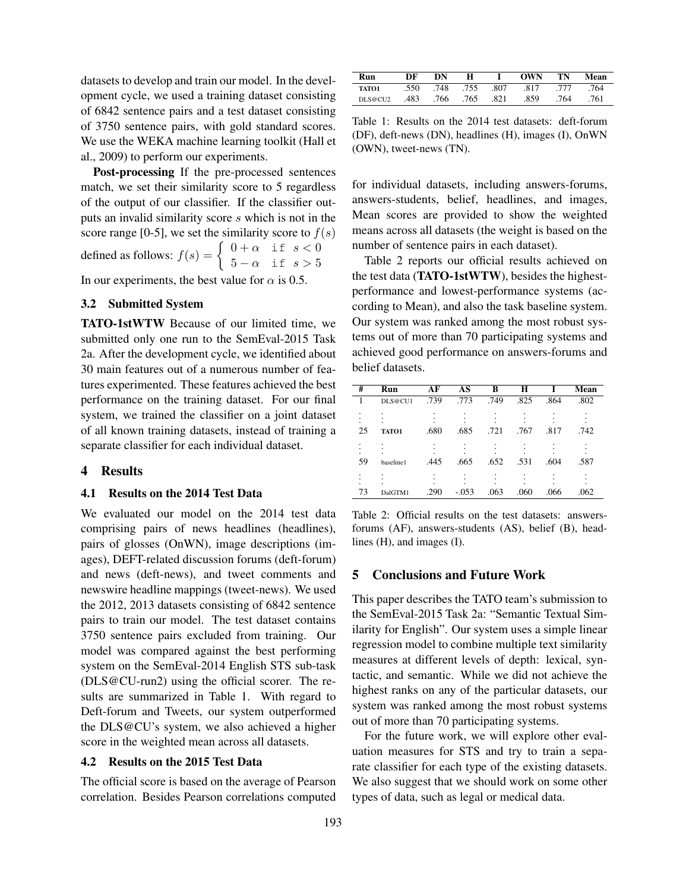datasets to develop and train our model. In the development cycle, we used a training dataset consisting of 6842 sentence pairs and a test dataset consisting of 3750 sentence pairs, with gold standard scores. We use the WEKA machine learning toolkit (Hall et al., 2009) to perform our experiments.

**Post-processing** If the pre-processed sentences match, we set their similarity score to 5 regardless of the output of our classifier. If the classifier outputs an invalid similarity score $s$ which is not in the score range [0-5], we set the similarity score to $f(s)$ defined as follows: $f(s) = \begin{cases} 0 + \alpha & \texttt{if } s < 0 \\ 5 - \alpha & \texttt{if } s > 5 \end{cases}$

In our experiments, the best value for $\alpha$ is 0.5.

### 3.2 Submitted System

**TATO-1stWTW** Because of our limited time, we submitted only one run to the SemEval-2015 Task 2a. After the development cycle, we identified about 30 main features out of a numerous number of features experimented. These features achieved the best performance on the training dataset. For our final system, we trained the classifier on a joint dataset of all known training datasets, instead of training a separate classifier for each individual dataset.

## 4 Results

### 4.1 Results on the 2014 Test Data

We evaluated our model on the 2014 test data comprising pairs of news headlines (headlines), pairs of glosses (OnWN), image descriptions (images), DEFT-related discussion forums (deft-forum) and news (deft-news), and tweet comments and newswire headline mappings (tweet-news). We used the 2012, 2013 datasets consisting of 6842 sentence pairs to train our model. The test dataset contains 3750 sentence pairs excluded from training. Our model was compared against the best performing system on the SemEval-2014 English STS sub-task (DLS@CU-run2) using the official scorer. The results are summarized in Table 1. With regard to Deft-forum and Tweets, our system outperformed the DLS@CU's system, we also achieved a higher score in the weighted mean across all datasets.

### 4.2 Results on the 2015 Test Data

The official score is based on the average of Pearson correlation. Besides Pearson correlations computed for individual datasets, including answers-forums, answers-students, belief, headlines, and images, Mean scores are provided to show the weighted means across all datasets (the weight is based on the number of sentence pairs in each dataset).

| Run | DF | DN | H | I | OWN | TN | Mean |
|---|---|---|---|---|---|---|---|
| TATO1 | .550 | .748 | .755 | .807 | .817 | .777 | .764 |
| DLS@CU2 | .483 | .766 | .765 | .821 | .859 | .764 | .761 |

Table 1: Results on the 2014 test datasets: deft-forum (DF), deft-news (DN), headlines (H), images (I), OnWN (OWN), tweet-news (TN).

Table 2 reports our official results achieved on the test data (**TATO-1stWTW**), besides the highest-performance and lowest-performance systems (according to Mean), and also the task baseline system. Our system was ranked among the most robust systems out of more than 70 participating systems and achieved good performance on answers-forums and belief datasets.

| # | Run | AF | AS | B | H | I | Mean |
|---|---|---|---|---|---|---|---|
| 1 | DLS@CU1 | .739 | .773 | .749 | .825 | .864 | .802 |
| ⋮ | ⋮ | ⋮ | ⋮ | ⋮ | ⋮ | ⋮ | ⋮ |
| 25 | TATO1 | .680 | .685 | .721 | .767 | .817 | .742 |
| ⋮ | ⋮ | ⋮ | ⋮ | ⋮ | ⋮ | ⋮ | ⋮ |
| 59 | baseline1 | .445 | .665 | .652 | .531 | .604 | .587 |
| ⋮ | ⋮ | ⋮ | ⋮ | ⋮ | ⋮ | ⋮ | ⋮ |
| 73 | DalGTM1 | .290 | -.053 | .063 | .060 | .066 | .062 |

Table 2: Official results on the test datasets: answers-forums (AF), answers-students (AS), belief (B), headlines (H), and images (I).

## 5 Conclusions and Future Work

This paper describes the TATO team's submission to the SemEval-2015 Task 2a: "Semantic Textual Similarity for English". Our system uses a simple linear regression model to combine multiple text similarity measures at different levels of depth: lexical, syntactic, and semantic. While we did not achieve the highest ranks on any of the particular datasets, our system was ranked among the most robust systems out of more than 70 participating systems.

For the future work, we will explore other evaluation measures for STS and try to train a separate classifier for each type of the existing datasets. We also suggest that we should work on some other types of data, such as legal or medical data.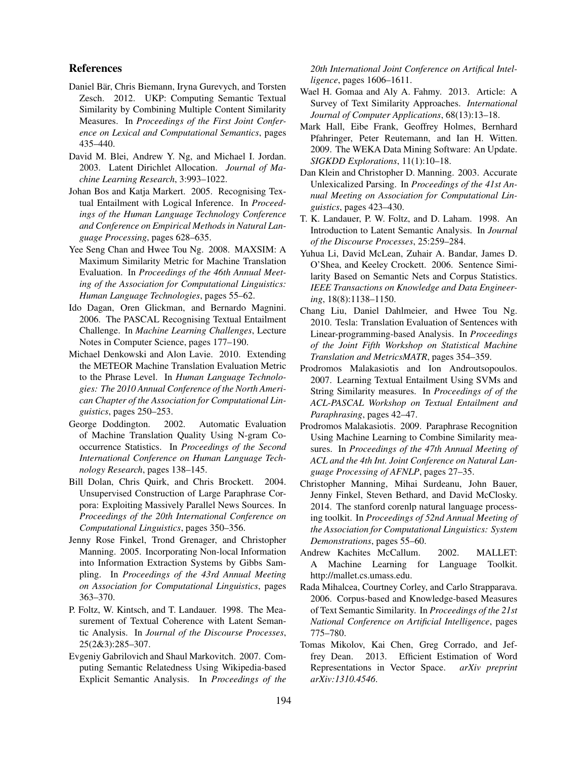## References

Daniel Bär, Chris Biemann, Iryna Gurevych, and Torsten Zesch. 2012. UKP: Computing Semantic Textual Similarity by Combining Multiple Content Similarity Measures. In *Proceedings of the First Joint Conference on Lexical and Computational Semantics*, pages 435–440.

David M. Blei, Andrew Y. Ng, and Michael I. Jordan. 2003. Latent Dirichlet Allocation. *Journal of Machine Learning Research*, 3:993–1022.

Johan Bos and Katja Markert. 2005. Recognising Textual Entailment with Logical Inference. In *Proceedings of the Human Language Technology Conference and Conference on Empirical Methods in Natural Language Processing*, pages 628–635.

Yee Seng Chan and Hwee Tou Ng. 2008. MAXSIM: A Maximum Similarity Metric for Machine Translation Evaluation. In *Proceedings of the 46th Annual Meeting of the Association for Computational Linguistics: Human Language Technologies*, pages 55–62.

Ido Dagan, Oren Glickman, and Bernardo Magnini. 2006. The PASCAL Recognising Textual Entailment Challenge. In *Machine Learning Challenges*, Lecture Notes in Computer Science, pages 177–190.

Michael Denkowski and Alon Lavie. 2010. Extending the METEOR Machine Translation Evaluation Metric to the Phrase Level. In *Human Language Technologies: The 2010 Annual Conference of the North American Chapter of the Association for Computational Linguistics*, pages 250–253.

George Doddington. 2002. Automatic Evaluation of Machine Translation Quality Using N-gram Co-occurrence Statistics. In *Proceedings of the Second International Conference on Human Language Technology Research*, pages 138–145.

Bill Dolan, Chris Quirk, and Chris Brockett. 2004. Unsupervised Construction of Large Paraphrase Corpora: Exploiting Massively Parallel News Sources. In *Proceedings of the 20th International Conference on Computational Linguistics*, pages 350–356.

Jenny Rose Finkel, Trond Grenager, and Christopher Manning. 2005. Incorporating Non-local Information into Information Extraction Systems by Gibbs Sampling. In *Proceedings of the 43rd Annual Meeting on Association for Computational Linguistics*, pages 363–370.

P. Foltz, W. Kintsch, and T. Landauer. 1998. The Measurement of Textual Coherence with Latent Semantic Analysis. In *Journal of the Discourse Processes*, 25(2&3):285–307.

Evgeniy Gabrilovich and Shaul Markovitch. 2007. Computing Semantic Relatedness Using Wikipedia-based Explicit Semantic Analysis. In *Proceedings of the 20th International Joint Conference on Artifical Intelligence*, pages 1606–1611.

Wael H. Gomaa and Aly A. Fahmy. 2013. Article: A Survey of Text Similarity Approaches. *International Journal of Computer Applications*, 68(13):13–18.

Mark Hall, Eibe Frank, Geoffrey Holmes, Bernhard Pfahringer, Peter Reutemann, and Ian H. Witten. 2009. The WEKA Data Mining Software: An Update. *SIGKDD Explorations*, 11(1):10–18.

Dan Klein and Christopher D. Manning. 2003. Accurate Unlexicalized Parsing. In *Proceedings of the 41st Annual Meeting on Association for Computational Linguistics*, pages 423–430.

T. K. Landauer, P. W. Foltz, and D. Laham. 1998. An Introduction to Latent Semantic Analysis. In *Journal of the Discourse Processes*, 25:259–284.

Yuhua Li, David McLean, Zuhair A. Bandar, James D. O'Shea, and Keeley Crockett. 2006. Sentence Similarity Based on Semantic Nets and Corpus Statistics. *IEEE Transactions on Knowledge and Data Engineering*, 18(8):1138–1150.

Chang Liu, Daniel Dahlmeier, and Hwee Tou Ng. 2010. Tesla: Translation Evaluation of Sentences with Linear-programming-based Analysis. In *Proceedings of the Joint Fifth Workshop on Statistical Machine Translation and MetricsMATR*, pages 354–359.

Prodromos Malakasiotis and Ion Androutsopoulos. 2007. Learning Textual Entailment Using SVMs and String Similarity measures. In *Proceedings of of the ACL-PASCAL Workshop on Textual Entailment and Paraphrasing*, pages 42–47.

Prodromos Malakasiotis. 2009. Paraphrase Recognition Using Machine Learning to Combine Similarity measures. In *Proceedings of the 47th Annual Meeting of ACL and the 4th Int. Joint Conference on Natural Language Processing of AFNLP*, pages 27–35.

Christopher Manning, Mihai Surdeanu, John Bauer, Jenny Finkel, Steven Bethard, and David McClosky. 2014. The stanford corenlp natural language processing toolkit. In *Proceedings of 52nd Annual Meeting of the Association for Computational Linguistics: System Demonstrations*, pages 55–60.

Andrew Kachites McCallum. 2002. MALLET: A Machine Learning for Language Toolkit. http://mallet.cs.umass.edu.

Rada Mihalcea, Courtney Corley, and Carlo Strapparava. 2006. Corpus-based and Knowledge-based Measures of Text Semantic Similarity. In *Proceedings of the 21st National Conference on Artificial Intelligence*, pages 775–780.

Tomas Mikolov, Kai Chen, Greg Corrado, and Jeffrey Dean. 2013. Efficient Estimation of Word Representations in Vector Space. *arXiv preprint arXiv:1310.4546*.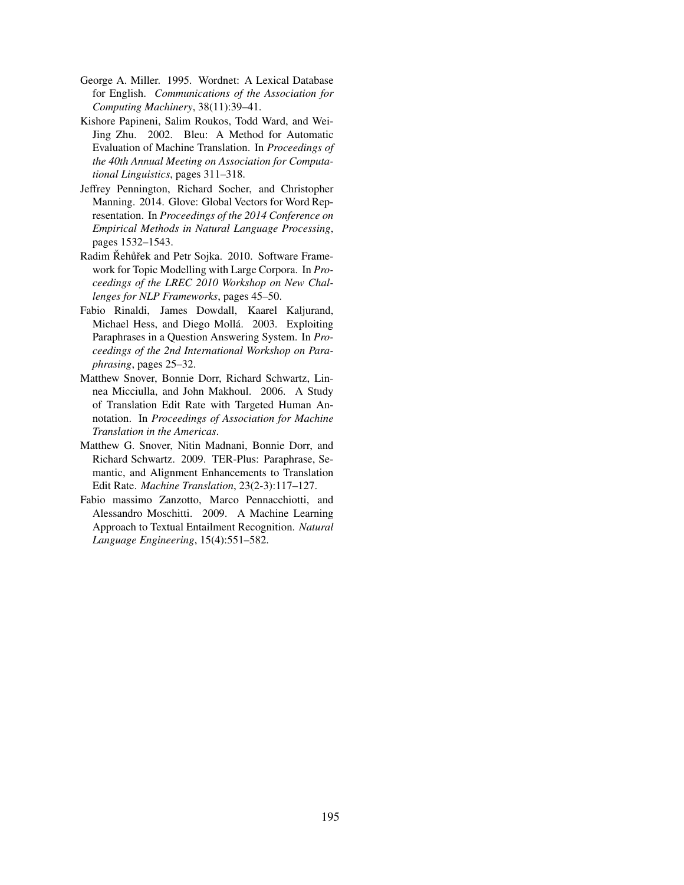George A. Miller. 1995. Wordnet: A Lexical Database for English. *Communications of the Association for Computing Machinery*, 38(11):39–41.

Kishore Papineni, Salim Roukos, Todd Ward, and Wei-Jing Zhu. 2002. Bleu: A Method for Automatic Evaluation of Machine Translation. In *Proceedings of the 40th Annual Meeting on Association for Computational Linguistics*, pages 311–318.

Jeffrey Pennington, Richard Socher, and Christopher Manning. 2014. Glove: Global Vectors for Word Representation. In *Proceedings of the 2014 Conference on Empirical Methods in Natural Language Processing*, pages 1532–1543.

Radim Řehůřek and Petr Sojka. 2010. Software Framework for Topic Modelling with Large Corpora. In *Proceedings of the LREC 2010 Workshop on New Challenges for NLP Frameworks*, pages 45–50.

Fabio Rinaldi, James Dowdall, Kaarel Kaljurand, Michael Hess, and Diego Mollá. 2003. Exploiting Paraphrases in a Question Answering System. In *Proceedings of the 2nd International Workshop on Paraphrasing*, pages 25–32.

Matthew Snover, Bonnie Dorr, Richard Schwartz, Linnea Micciulla, and John Makhoul. 2006. A Study of Translation Edit Rate with Targeted Human Annotation. In *Proceedings of Association for Machine Translation in the Americas*.

Matthew G. Snover, Nitin Madnani, Bonnie Dorr, and Richard Schwartz. 2009. TER-Plus: Paraphrase, Semantic, and Alignment Enhancements to Translation Edit Rate. *Machine Translation*, 23(2-3):117–127.

Fabio massimo Zanzotto, Marco Pennacchiotti, and Alessandro Moschitti. 2009. A Machine Learning Approach to Textual Entailment Recognition. *Natural Language Engineering*, 15(4):551–582.